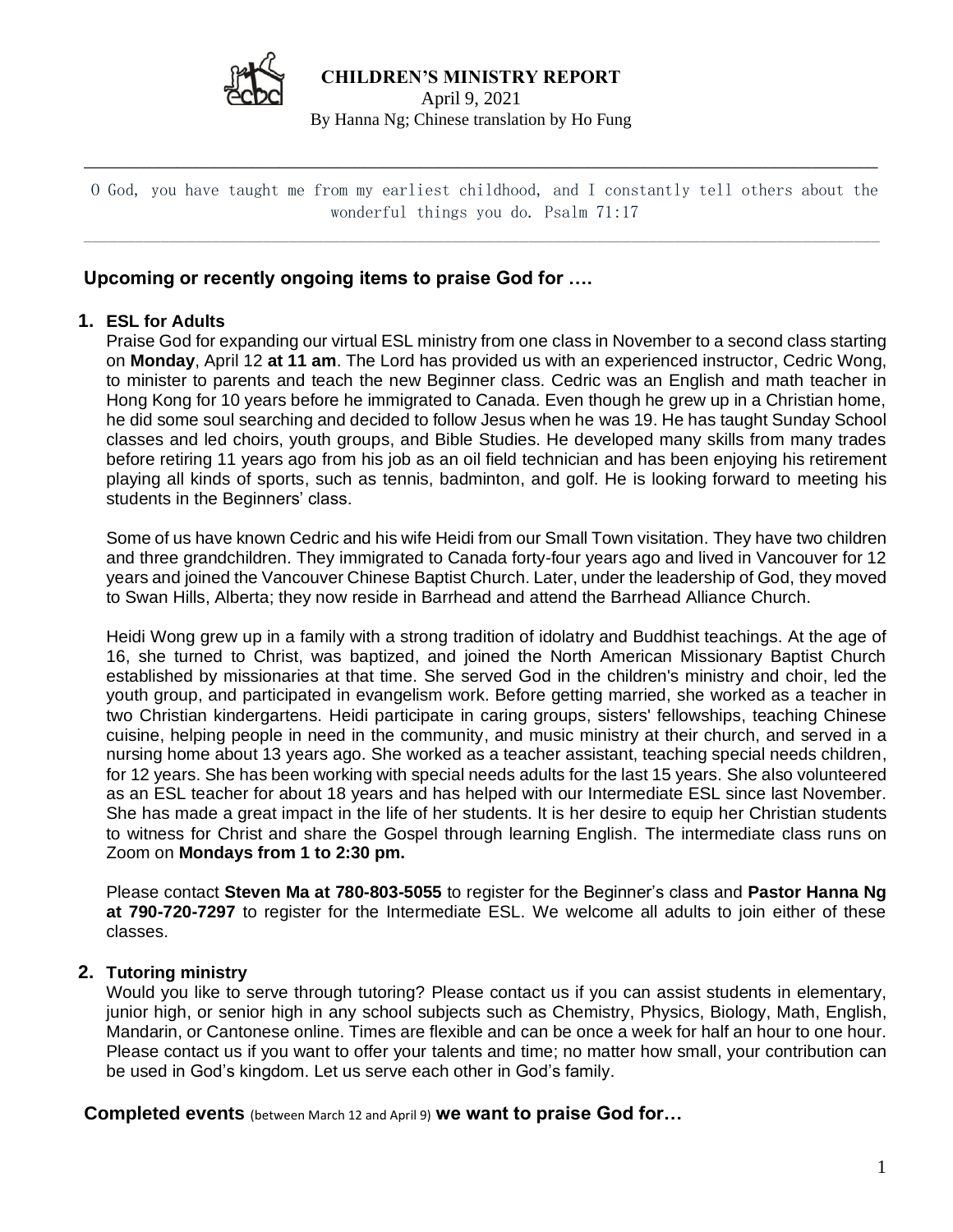# CHILDREN'S MINISTRY REPORT

April 9, 2021

By Hanna Ng; Chinese translation by Ho Fung

---

O God, you have taught me from my earliest childhood, and I constantly tell others about the wonderful things you do. Psalm 71:17

---

## Upcoming or recently ongoing items to praise God for ….

**1. ESL for Adults**

Praise God for expanding our virtual ESL ministry from one class in November to a second class starting on **Monday**, April 12 **at 11 am**. The Lord has provided us with an experienced instructor, Cedric Wong, to minister to parents and teach the new Beginner class. Cedric was an English and math teacher in Hong Kong for 10 years before he immigrated to Canada. Even though he grew up in a Christian home, he did some soul searching and decided to follow Jesus when he was 19. He has taught Sunday School classes and led choirs, youth groups, and Bible Studies. He developed many skills from many trades before retiring 11 years ago from his job as an oil field technician and has been enjoying his retirement playing all kinds of sports, such as tennis, badminton, and golf. He is looking forward to meeting his students in the Beginners' class.

Some of us have known Cedric and his wife Heidi from our Small Town visitation. They have two children and three grandchildren. They immigrated to Canada forty-four years ago and lived in Vancouver for 12 years and joined the Vancouver Chinese Baptist Church. Later, under the leadership of God, they moved to Swan Hills, Alberta; they now reside in Barrhead and attend the Barrhead Alliance Church.

Heidi Wong grew up in a family with a strong tradition of idolatry and Buddhist teachings. At the age of 16, she turned to Christ, was baptized, and joined the North American Missionary Baptist Church established by missionaries at that time. She served God in the children's ministry and choir, led the youth group, and participated in evangelism work. Before getting married, she worked as a teacher in two Christian kindergartens. Heidi participate in caring groups, sisters' fellowships, teaching Chinese cuisine, helping people in need in the community, and music ministry at their church, and served in a nursing home about 13 years ago. She worked as a teacher assistant, teaching special needs children, for 12 years. She has been working with special needs adults for the last 15 years. She also volunteered as an ESL teacher for about 18 years and has helped with our Intermediate ESL since last November. She has made a great impact in the life of her students. It is her desire to equip her Christian students to witness for Christ and share the Gospel through learning English. The intermediate class runs on Zoom on **Mondays from 1 to 2:30 pm.**

Please contact **Steven Ma at 780-803-5055** to register for the Beginner's class and **Pastor Hanna Ng at 790-720-7297** to register for the Intermediate ESL. We welcome all adults to join either of these classes.

**2. Tutoring ministry**

Would you like to serve through tutoring? Please contact us if you can assist students in elementary, junior high, or senior high in any school subjects such as Chemistry, Physics, Biology, Math, English, Mandarin, or Cantonese online. Times are flexible and can be once a week for half an hour to one hour. Please contact us if you want to offer your talents and time; no matter how small, your contribution can be used in God's kingdom. Let us serve each other in God's family.

## Completed events (between March 12 and April 9) we want to praise God for…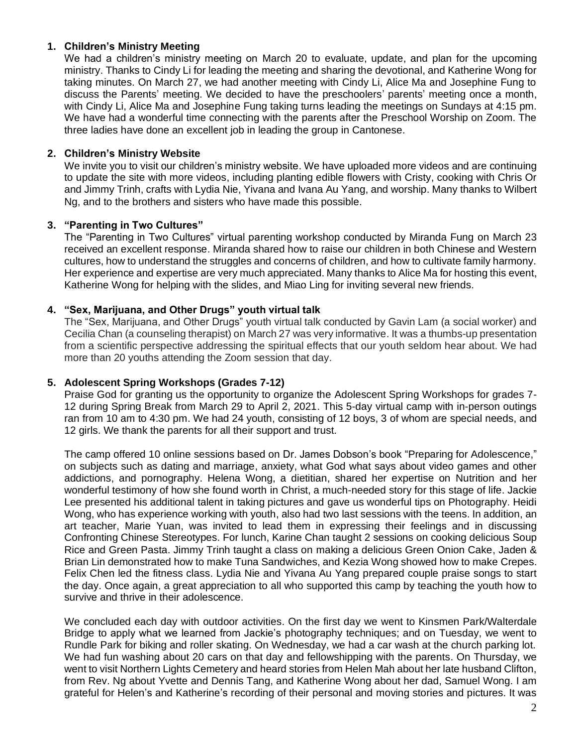1. **Children's Ministry Meeting**

   We had a children's ministry meeting on March 20 to evaluate, update, and plan for the upcoming ministry. Thanks to Cindy Li for leading the meeting and sharing the devotional, and Katherine Wong for taking minutes. On March 27, we had another meeting with Cindy Li, Alice Ma and Josephine Fung to discuss the Parents' meeting. We decided to have the preschoolers' parents' meeting once a month, with Cindy Li, Alice Ma and Josephine Fung taking turns leading the meetings on Sundays at 4:15 pm. We have had a wonderful time connecting with the parents after the Preschool Worship on Zoom. The three ladies have done an excellent job in leading the group in Cantonese.

2. **Children's Ministry Website**

   We invite you to visit our children's ministry website. We have uploaded more videos and are continuing to update the site with more videos, including planting edible flowers with Cristy, cooking with Chris Or and Jimmy Trinh, crafts with Lydia Nie, Yivana and Ivana Au Yang, and worship. Many thanks to Wilbert Ng, and to the brothers and sisters who have made this possible.

3. **"Parenting in Two Cultures"**

   The "Parenting in Two Cultures" virtual parenting workshop conducted by Miranda Fung on March 23 received an excellent response. Miranda shared how to raise our children in both Chinese and Western cultures, how to understand the struggles and concerns of children, and how to cultivate family harmony. Her experience and expertise are very much appreciated. Many thanks to Alice Ma for hosting this event, Katherine Wong for helping with the slides, and Miao Ling for inviting several new friends.

4. **"Sex, Marijuana, and Other Drugs" youth virtual talk**

   The "Sex, Marijuana, and Other Drugs" youth virtual talk conducted by Gavin Lam (a social worker) and Cecilia Chan (a counseling therapist) on March 27 was very informative. It was a thumbs-up presentation from a scientific perspective addressing the spiritual effects that our youth seldom hear about. We had more than 20 youths attending the Zoom session that day.

5. **Adolescent Spring Workshops (Grades 7-12)**

   Praise God for granting us the opportunity to organize the Adolescent Spring Workshops for grades 7-12 during Spring Break from March 29 to April 2, 2021. This 5-day virtual camp with in-person outings ran from 10 am to 4:30 pm. We had 24 youth, consisting of 12 boys, 3 of whom are special needs, and 12 girls. We thank the parents for all their support and trust.

   The camp offered 10 online sessions based on Dr. James Dobson's book "Preparing for Adolescence," on subjects such as dating and marriage, anxiety, what God what says about video games and other addictions, and pornography. Helena Wong, a dietitian, shared her expertise on Nutrition and her wonderful testimony of how she found worth in Christ, a much-needed story for this stage of life. Jackie Lee presented his additional talent in taking pictures and gave us wonderful tips on Photography. Heidi Wong, who has experience working with youth, also had two last sessions with the teens. In addition, an art teacher, Marie Yuan, was invited to lead them in expressing their feelings and in discussing Confronting Chinese Stereotypes. For lunch, Karine Chan taught 2 sessions on cooking delicious Soup Rice and Green Pasta. Jimmy Trinh taught a class on making a delicious Green Onion Cake, Jaden & Brian Lin demonstrated how to make Tuna Sandwiches, and Kezia Wong showed how to make Crepes. Felix Chen led the fitness class. Lydia Nie and Yivana Au Yang prepared couple praise songs to start the day. Once again, a great appreciation to all who supported this camp by teaching the youth how to survive and thrive in their adolescence.

   We concluded each day with outdoor activities. On the first day we went to Kinsmen Park/Walterdale Bridge to apply what we learned from Jackie's photography techniques; and on Tuesday, we went to Rundle Park for biking and roller skating. On Wednesday, we had a car wash at the church parking lot. We had fun washing about 20 cars on that day and fellowshipping with the parents. On Thursday, we went to visit Northern Lights Cemetery and heard stories from Helen Mah about her late husband Clifton, from Rev. Ng about Yvette and Dennis Tang, and Katherine Wong about her dad, Samuel Wong. I am grateful for Helen's and Katherine's recording of their personal and moving stories and pictures. It was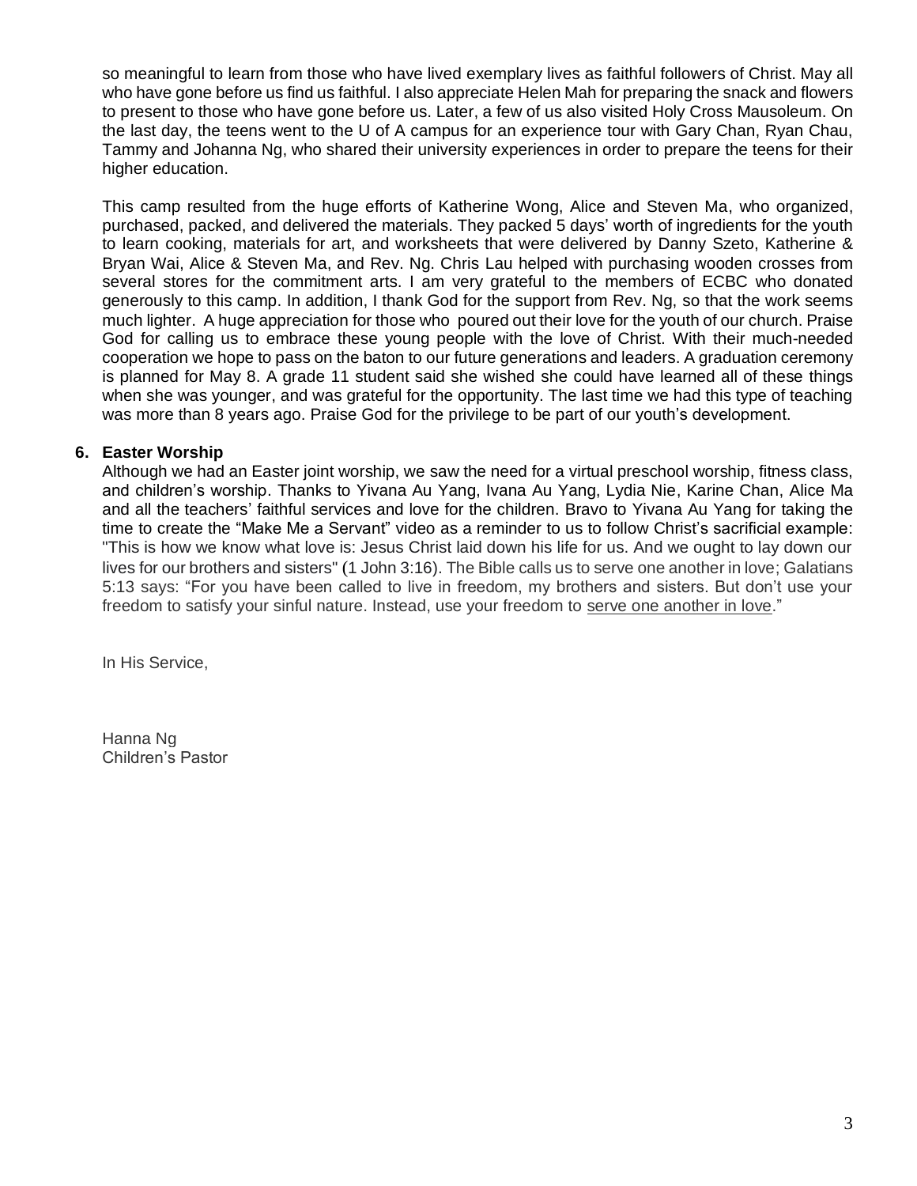so meaningful to learn from those who have lived exemplary lives as faithful followers of Christ. May all who have gone before us find us faithful. I also appreciate Helen Mah for preparing the snack and flowers to present to those who have gone before us. Later, a few of us also visited Holy Cross Mausoleum. On the last day, the teens went to the U of A campus for an experience tour with Gary Chan, Ryan Chau, Tammy and Johanna Ng, who shared their university experiences in order to prepare the teens for their higher education.

This camp resulted from the huge efforts of Katherine Wong, Alice and Steven Ma, who organized, purchased, packed, and delivered the materials. They packed 5 days' worth of ingredients for the youth to learn cooking, materials for art, and worksheets that were delivered by Danny Szeto, Katherine & Bryan Wai, Alice & Steven Ma, and Rev. Ng. Chris Lau helped with purchasing wooden crosses from several stores for the commitment arts. I am very grateful to the members of ECBC who donated generously to this camp. In addition, I thank God for the support from Rev. Ng, so that the work seems much lighter. A huge appreciation for those who poured out their love for the youth of our church. Praise God for calling us to embrace these young people with the love of Christ. With their much-needed cooperation we hope to pass on the baton to our future generations and leaders. A graduation ceremony is planned for May 8. A grade 11 student said she wished she could have learned all of these things when she was younger, and was grateful for the opportunity. The last time we had this type of teaching was more than 8 years ago. Praise God for the privilege to be part of our youth's development.

**6. Easter Worship**

Although we had an Easter joint worship, we saw the need for a virtual preschool worship, fitness class, and children's worship. Thanks to Yivana Au Yang, Ivana Au Yang, Lydia Nie, Karine Chan, Alice Ma and all the teachers' faithful services and love for the children. Bravo to Yivana Au Yang for taking the time to create the "Make Me a Servant" video as a reminder to us to follow Christ's sacrificial example: "This is how we know what love is: Jesus Christ laid down his life for us. And we ought to lay down our lives for our brothers and sisters" (1 John 3:16). The Bible calls us to serve one another in love; Galatians 5:13 says: "For you have been called to live in freedom, my brothers and sisters. But don't use your freedom to satisfy your sinful nature. Instead, use your freedom to serve one another in love."

In His Service,

Hanna Ng
Children's Pastor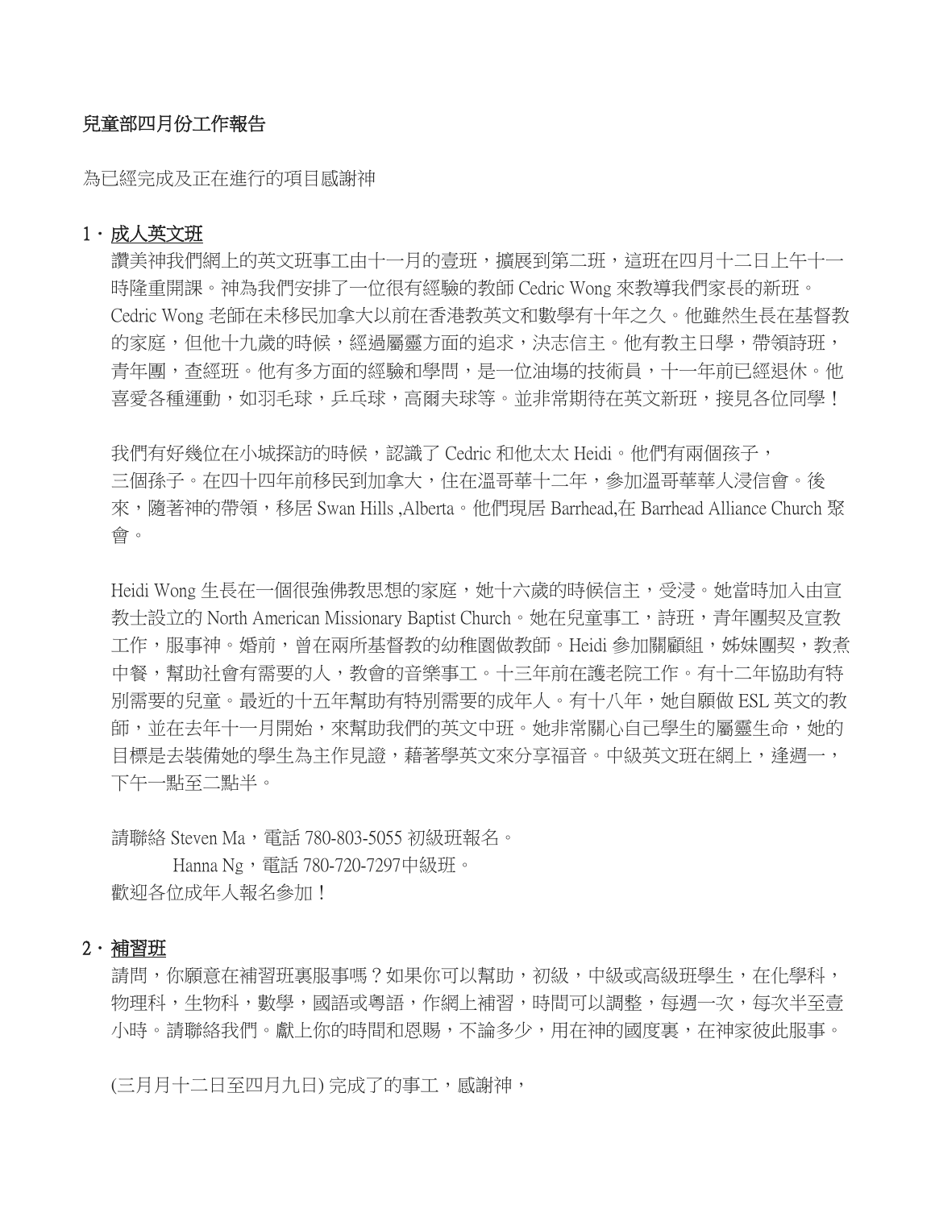**兒童部四月份工作報告**

為已經完成及正在進行的項目感謝神

1・<u>成人英文班</u>

讚美神我們網上的英文班事工由十一月的壹班，擴展到第二班，這班在四月十二日上午十一時隆重開課。神為我們安排了一位很有經驗的教師 Cedric Wong 來教導我們家長的新班。Cedric Wong 老師在未移民加拿大以前在香港教英文和數學有十年之久。他雖然生長在基督教的家庭，但他十九歲的時候，經過屬靈方面的追求，決志信主。他有教主日學，帶領詩班，青年團，查經班。他有多方面的經驗和學問，是一位油場的技術員，十一年前已經退休。他喜愛各種運動，如羽毛球，乒乓球，高爾夫球等。並非常期待在英文新班，接見各位同學！

我們有好幾位在小城探訪的時候，認識了 Cedric 和他太太 Heidi。他們有兩個孩子，三個孫子。在四十四年前移民到加拿大，住在溫哥華十二年，參加溫哥華華人浸信會。後來，隨著神的帶領，移居 Swan Hills ,Alberta。他們現居 Barrhead,在 Barrhead Alliance Church 聚會。

Heidi Wong 生長在一個很強佛教思想的家庭，她十六歲的時候信主，受浸。她當時加入由宣教士設立的 North American Missionary Baptist Church。她在兒童事工，詩班，青年團契及宣教工作，服事神。婚前，曾在兩所基督教的幼稚園做教師。Heidi 參加關顧組，姊妹團契，教煮中餐，幫助社會有需要的人，教會的音樂事工。十三年前在護老院工作。有十二年協助有特別需要的兒童。最近的十五年幫助有特別需要的成年人。有十八年，她自願做 ESL 英文的教師，並在去年十一月開始，來幫助我們的英文中班。她非常關心自己學生的屬靈生命，她的目標是去裝備她的學生為主作見證，藉著學英文來分享福音。中級英文班在網上，逢週一，下午一點至二點半。

請聯絡 Steven Ma，電話 780-803-5055 初級班報名。
Hanna Ng，電話 780-720-7297中級班。
歡迎各位成年人報名參加！

2・<u>補習班</u>

請問，你願意在補習班裏服事嗎？如果你可以幫助，初級，中級或高級班學生，在化學科，物理科，生物科，數學，國語或粵語，作網上補習，時間可以調整，每週一次，每次半至壹小時。請聯絡我們。獻上你的時間和恩賜，不論多少，用在神的國度裏，在神家彼此服事。

(三月月十二日至四月九日) 完成了的事工，感謝神，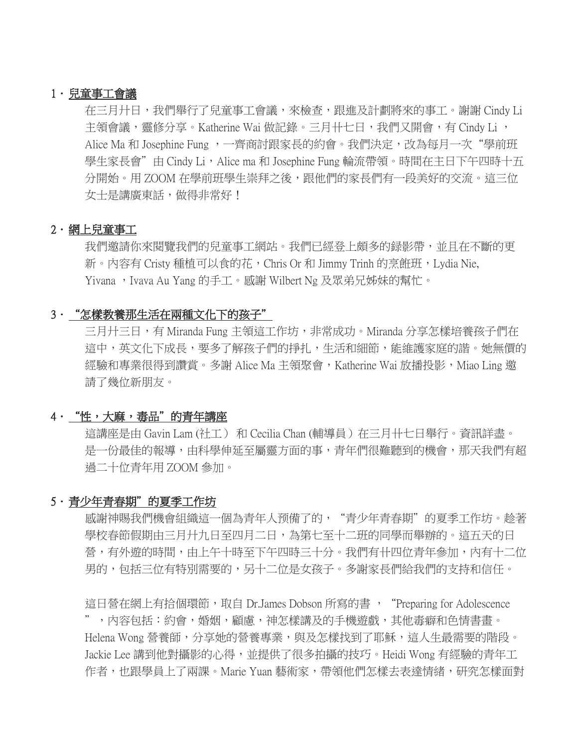1・**兒童事工會議**

在三月廾日，我們舉行了兒童事工會議，來檢查，跟進及計劃將來的事工。謝謝 Cindy Li 主領會議，靈修分享。Katherine Wai 做記錄。三月卄七日，我們又開會，有 Cindy Li ，Alice Ma 和 Josephine Fung ，一齊商討跟家長的約會。我們決定，改為每月一次"學前班學生家長會"由 Cindy Li，Alice ma 和 Josephine Fung 輪流帶領。時間在主日下午四時十五分開始。用 ZOOM 在學前班學生崇拜之後，跟他們的家長們有一段美好的交流。這三位女士是講廣東話，做得非常好！

2・**網上兒童事工**

我們邀請你來閱覽我們的兒童事工網站。我們已經登上頗多的録影帶，並且在不斷的更新。內容有 Cristy 種植可以食的花，Chris Or 和 Jimmy Trinh 的烹飪班，Lydia Nie, Yivana ，Ivava Au Yang 的手工。感謝 Wilbert Ng 及眾弟兄姊妹的幫忙。

3・**"怎樣教養那生活在兩種文化下的孩子"**

三月廾三日，有 Miranda Fung 主領這工作坊，非常成功。Miranda 分享怎樣培養孩子們在這中，英文化下成長，要多了解孩子們的掙扎，生活和細節，能維護家庭的諧。她無價的經驗和專業很得到讚賞。多謝 Alice Ma 主領聚會，Katherine Wai 放播投影，Miao Ling 邀請了幾位新朋友。

4・**"性，大麻，毒品"的青年講座**

這講座是由 Gavin Lam (社工） 和 Cecilia Chan (輔導員）在三月卄七日舉行。資訊詳盡。是一份最佳的報導，由科學伸延至屬靈方面的事，青年們很難聽到的機會，那天我們有超過二十位青年用 ZOOM 參加。

5・**青少年青春期"的夏季工作坊**

感謝神賜我們機會組織這一個為青年人预備了的，"青少年青春期"的夏季工作坊。趁著學校春節假期由三月廾九日至四月二日，為第七至十二班的同學而舉辦的。這五天的日營，有外遊的時間，由上午十時至下午四時三十分。我們有卄四位青年參加，內有十二位男的，包括三位有特別需要的，另十二位是女孩子。多謝家長們給我們的支持和信任。

這日營在網上有拾個環節，取自 Dr.James Dobson 所寫的書 ，"Preparing for Adolescence"，內容包括：約會，婚姻，顧慮，神怎樣講及的手機遊戲，其他毒癖和色情書畫。Helena Wong 營養師，分享她的營養專業，與及怎樣找到了耶穌，這人生最需要的階段。Jackie Lee 講到他對攝影的心得，並提供了很多拍攝的技巧。Heidi Wong 有經驗的青年工作者，也跟學員上了兩課。Marie Yuan 藝術家，帶領他們怎樣去表達情緒，研究怎樣面對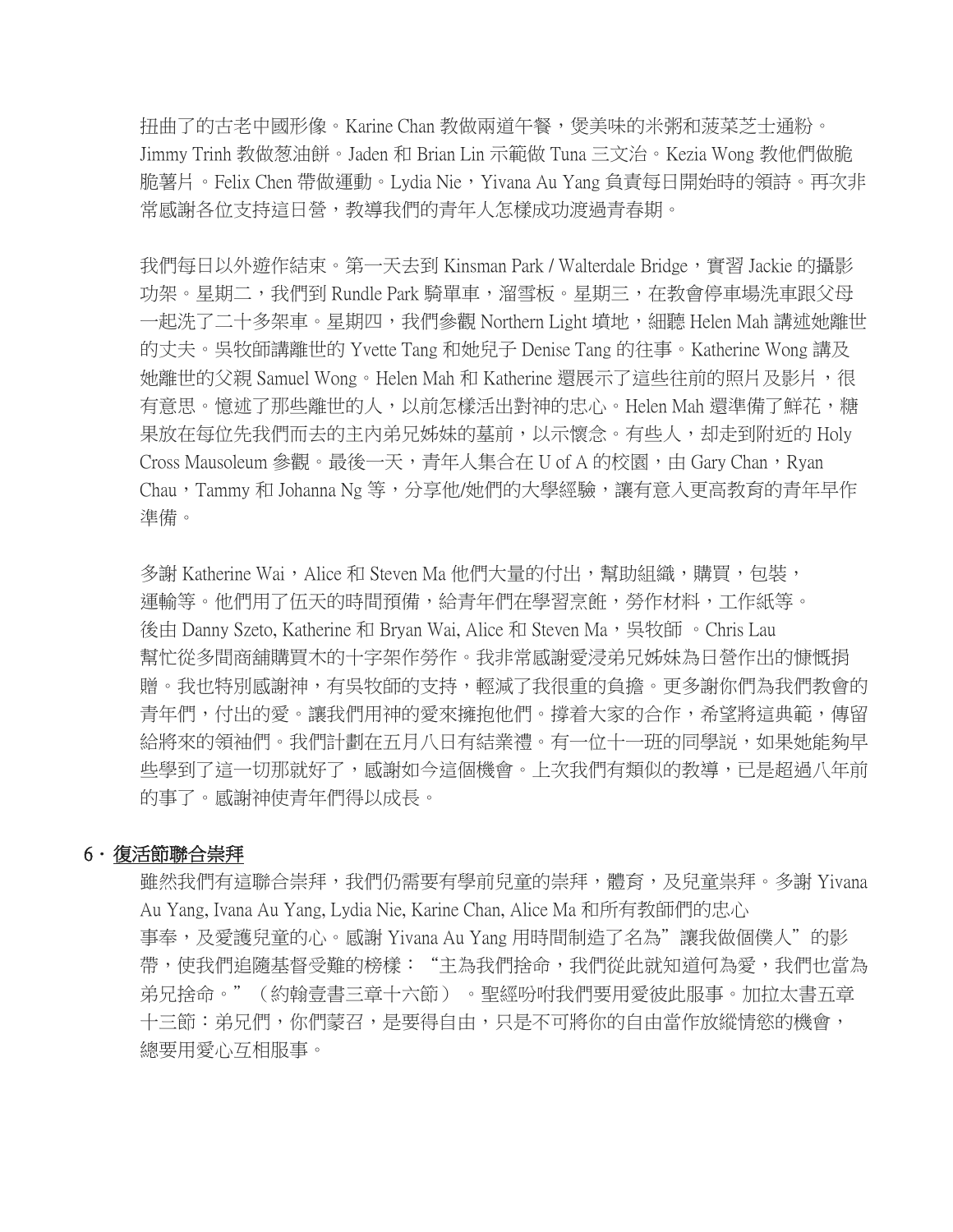扭曲了的古老中國形像。Karine Chan 教做兩道午餐，煲美味的米粥和菠菜芝士通粉。Jimmy Trinh 教做葱油餅。Jaden 和 Brian Lin 示範做 Tuna 三文治。Kezia Wong 教他們做脆脆薯片。Felix Chen 帶做運動。Lydia Nie，Yivana Au Yang 負責每日開始時的領詩。再次非常感謝各位支持這日營，教導我們的青年人怎樣成功渡過青春期。

我們每日以外遊作結束。第一天去到 Kinsman Park / Walterdale Bridge，實習 Jackie 的攝影功架。星期二，我們到 Rundle Park 騎單車，溜雪板。星期三，在教會停車場洗車跟父母一起洗了二十多架車。星期四，我們參觀 Northern Light 墳地，細聽 Helen Mah 講述她離世的丈夫。吳牧師講離世的 Yvette Tang 和她兒子 Denise Tang 的往事。Katherine Wong 講及她離世的父親 Samuel Wong。Helen Mah 和 Katherine 還展示了這些往前的照片及影片，很有意思。憶述了那些離世的人，以前怎樣活出對神的忠心。Helen Mah 還準備了鮮花，糖果放在每位先我們而去的主內弟兄姊妹的墓前，以示懷念。有些人，却走到附近的 Holy Cross Mausoleum 參觀。最後一天，青年人集合在 U of A 的校園，由 Gary Chan，Ryan Chau，Tammy 和 Johanna Ng 等，分享他/她們的大學經驗，讓有意入更高教育的青年早作準備。

多謝 Katherine Wai，Alice 和 Steven Ma 他們大量的付出，幫助組織，購買，包裝，運輸等。他們用了伍天的時間預備，給青年們在學習烹飪，勞作材料，工作紙等。後由 Danny Szeto, Katherine 和 Bryan Wai, Alice 和 Steven Ma，吳牧師 。Chris Lau 幫忙從多間商舖購買木的十字架作勞作。我非常感謝愛浸弟兄姊妹為日營作出的慷慨捐贈。我也特別感謝神，有吳牧師的支持，輕減了我很重的負擔。更多謝你們為我們教會的青年們，付出的愛。讓我們用神的愛來擁抱他們。撐着大家的合作，希望將這典範，傳留給將來的領袖們。我們計劃在五月八日有結業禮。有一位十一班的同學説，如果她能夠早些學到了這一切那就好了，感謝如今這個機會。上次我們有類似的教導，已是超過八年前的事了。感謝神使青年們得以成長。

## 6・<u>復活節聯合崇拜</u>

雖然我們有這聯合崇拜，我們仍需要有學前兒童的崇拜，體育，及兒童崇拜。多謝 Yivana Au Yang, Ivana Au Yang, Lydia Nie, Karine Chan, Alice Ma 和所有教師們的忠心事奉，及愛護兒童的心。感謝 Yivana Au Yang 用時間制造了名為"讓我做個僕人"的影帶，使我們追隨基督受難的榜樣："主為我們捨命，我們從此就知道何為愛，我們也當為弟兄捨命。"（約翰壹書三章十六節） 。聖經吩咐我們要用愛彼此服事。加拉太書五章十三節：弟兄們，你們蒙召，是要得自由，只是不可將你的自由當作放縱情慾的機會，總要用愛心互相服事。